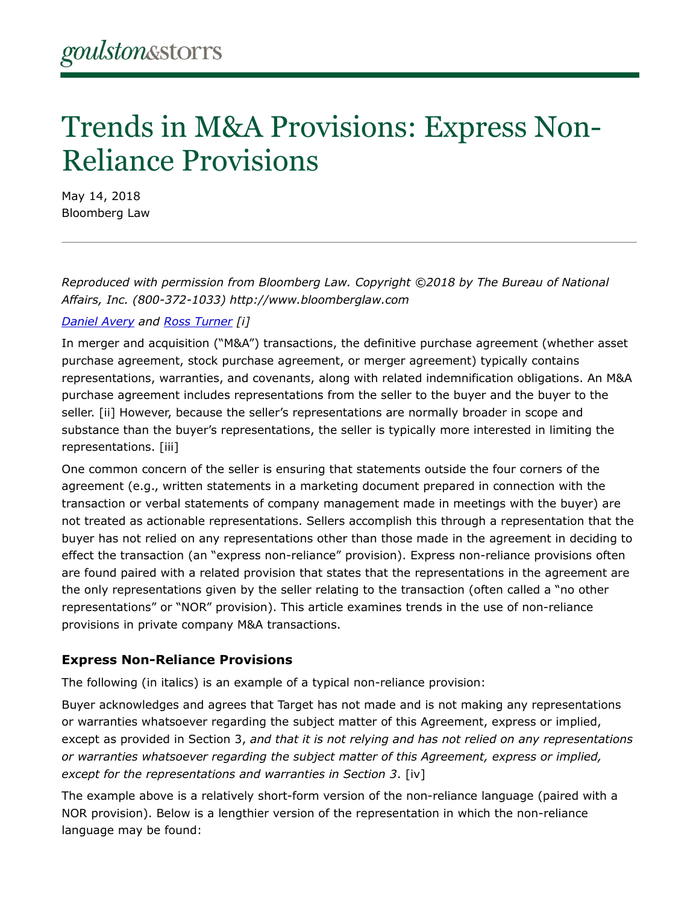goulston&storrs

# Trends in M&A Provisions: Express Non-Reliance Provisions

May 14, 2018
Bloomberg Law

*Reproduced with permission from Bloomberg Law. Copyright ©2018 by The Bureau of National Affairs, Inc. (800-372-1033) http://www.bloomberglaw.com*

*Daniel Avery and Ross Turner [i]*

In merger and acquisition ("M&A") transactions, the definitive purchase agreement (whether asset purchase agreement, stock purchase agreement, or merger agreement) typically contains representations, warranties, and covenants, along with related indemnification obligations. An M&A purchase agreement includes representations from the seller to the buyer and the buyer to the seller. [ii] However, because the seller's representations are normally broader in scope and substance than the buyer's representations, the seller is typically more interested in limiting the representations. [iii]

One common concern of the seller is ensuring that statements outside the four corners of the agreement (e.g., written statements in a marketing document prepared in connection with the transaction or verbal statements of company management made in meetings with the buyer) are not treated as actionable representations. Sellers accomplish this through a representation that the buyer has not relied on any representations other than those made in the agreement in deciding to effect the transaction (an "express non-reliance" provision). Express non-reliance provisions often are found paired with a related provision that states that the representations in the agreement are the only representations given by the seller relating to the transaction (often called a "no other representations" or "NOR" provision). This article examines trends in the use of non-reliance provisions in private company M&A transactions.

### Express Non-Reliance Provisions

The following (in italics) is an example of a typical non-reliance provision:

Buyer acknowledges and agrees that Target has not made and is not making any representations or warranties whatsoever regarding the subject matter of this Agreement, express or implied, except as provided in Section 3, *and that it is not relying and has not relied on any representations or warranties whatsoever regarding the subject matter of this Agreement, express or implied, except for the representations and warranties in Section 3*. [iv]

The example above is a relatively short-form version of the non-reliance language (paired with a NOR provision). Below is a lengthier version of the representation in which the non-reliance language may be found: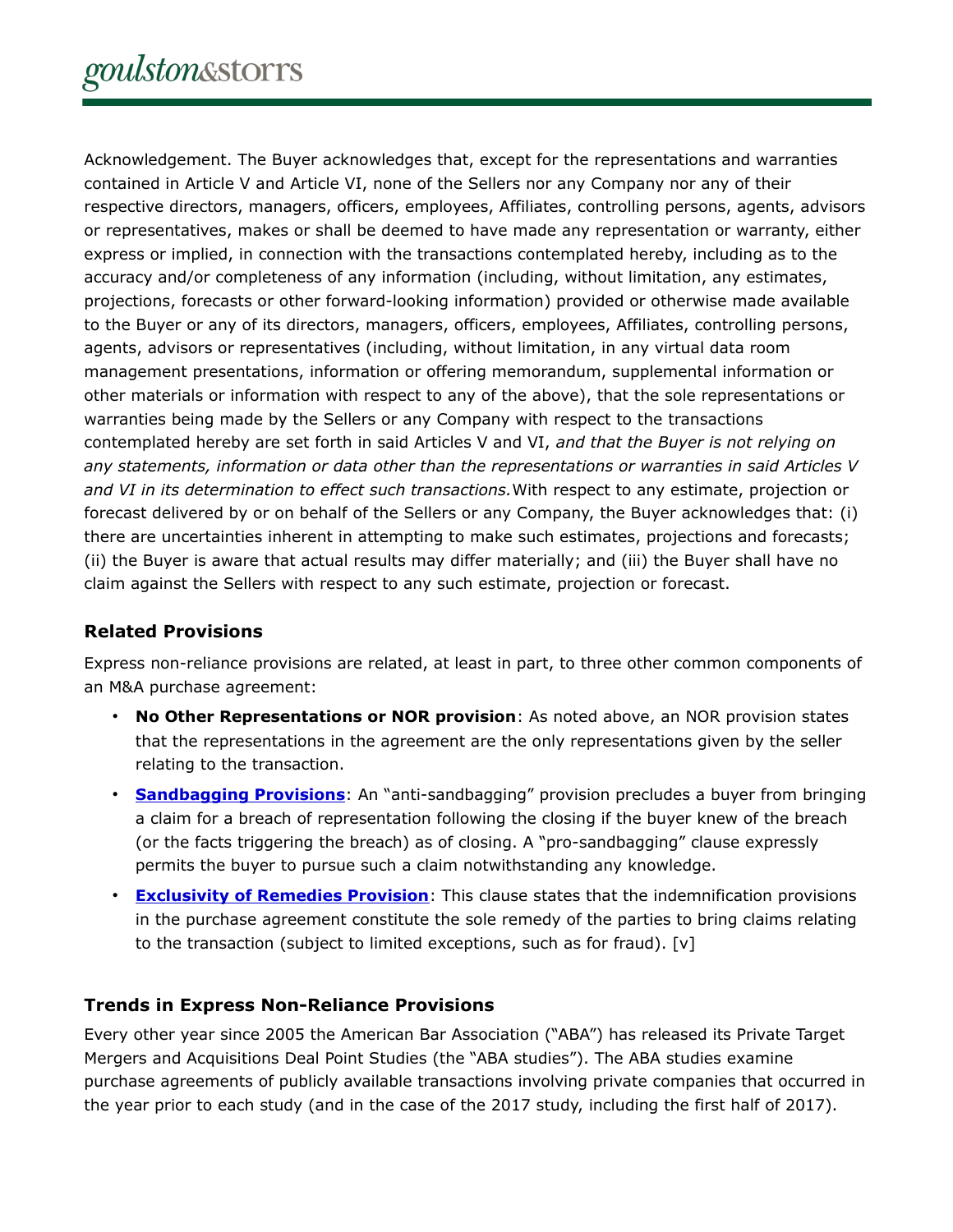Acknowledgement. The Buyer acknowledges that, except for the representations and warranties contained in Article V and Article VI, none of the Sellers nor any Company nor any of their respective directors, managers, officers, employees, Affiliates, controlling persons, agents, advisors or representatives, makes or shall be deemed to have made any representation or warranty, either express or implied, in connection with the transactions contemplated hereby, including as to the accuracy and/or completeness of any information (including, without limitation, any estimates, projections, forecasts or other forward-looking information) provided or otherwise made available to the Buyer or any of its directors, managers, officers, employees, Affiliates, controlling persons, agents, advisors or representatives (including, without limitation, in any virtual data room management presentations, information or offering memorandum, supplemental information or other materials or information with respect to any of the above), that the sole representations or warranties being made by the Sellers or any Company with respect to the transactions contemplated hereby are set forth in said Articles V and VI, *and that the Buyer is not relying on any statements, information or data other than the representations or warranties in said Articles V and VI in its determination to effect such transactions.* With respect to any estimate, projection or forecast delivered by or on behalf of the Sellers or any Company, the Buyer acknowledges that: (i) there are uncertainties inherent in attempting to make such estimates, projections and forecasts; (ii) the Buyer is aware that actual results may differ materially; and (iii) the Buyer shall have no claim against the Sellers with respect to any such estimate, projection or forecast.

### Related Provisions

Express non-reliance provisions are related, at least in part, to three other common components of an M&A purchase agreement:

- **No Other Representations or NOR provision**: As noted above, an NOR provision states that the representations in the agreement are the only representations given by the seller relating to the transaction.
- **Sandbagging Provisions**: An "anti-sandbagging" provision precludes a buyer from bringing a claim for a breach of representation following the closing if the buyer knew of the breach (or the facts triggering the breach) as of closing. A "pro-sandbagging" clause expressly permits the buyer to pursue such a claim notwithstanding any knowledge.
- **Exclusivity of Remedies Provision**: This clause states that the indemnification provisions in the purchase agreement constitute the sole remedy of the parties to bring claims relating to the transaction (subject to limited exceptions, such as for fraud). [v]

### Trends in Express Non-Reliance Provisions

Every other year since 2005 the American Bar Association ("ABA") has released its Private Target Mergers and Acquisitions Deal Point Studies (the "ABA studies"). The ABA studies examine purchase agreements of publicly available transactions involving private companies that occurred in the year prior to each study (and in the case of the 2017 study, including the first half of 2017).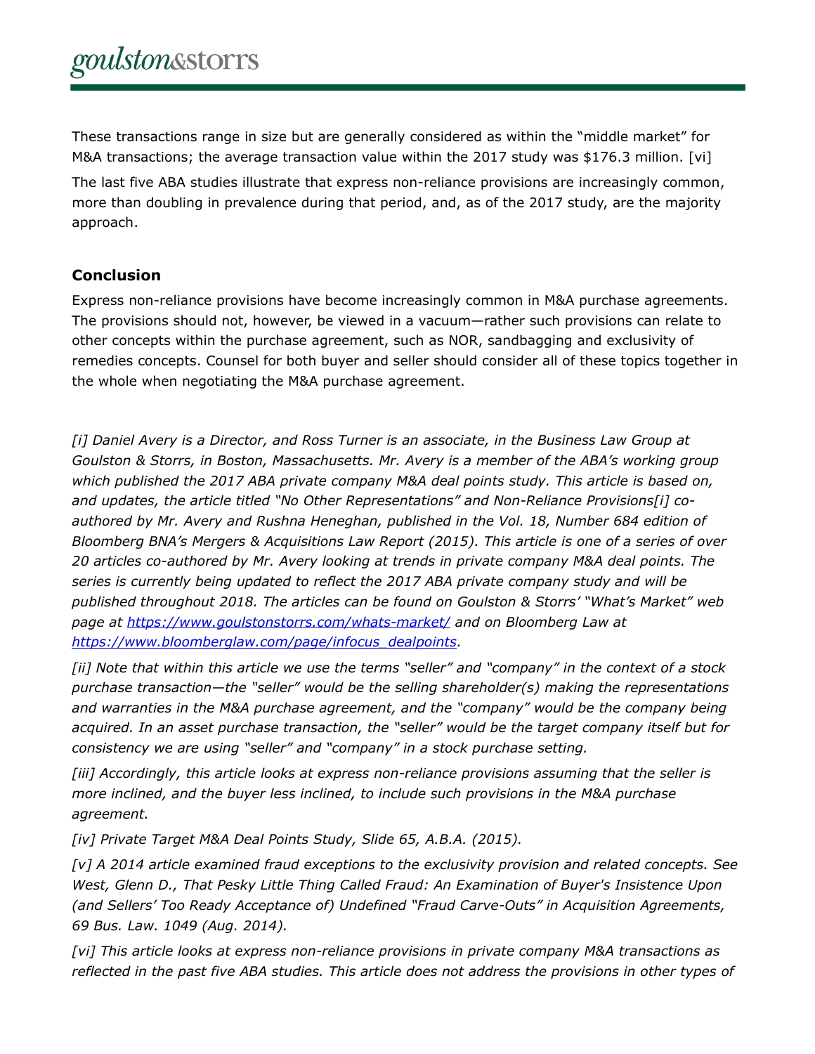These transactions range in size but are generally considered as within the "middle market" for M&A transactions; the average transaction value within the 2017 study was $176.3 million. [vi]

The last five ABA studies illustrate that express non-reliance provisions are increasingly common, more than doubling in prevalence during that period, and, as of the 2017 study, are the majority approach.

## Conclusion

Express non-reliance provisions have become increasingly common in M&A purchase agreements. The provisions should not, however, be viewed in a vacuum—rather such provisions can relate to other concepts within the purchase agreement, such as NOR, sandbagging and exclusivity of remedies concepts. Counsel for both buyer and seller should consider all of these topics together in the whole when negotiating the M&A purchase agreement.

*[i] Daniel Avery is a Director, and Ross Turner is an associate, in the Business Law Group at Goulston & Storrs, in Boston, Massachusetts. Mr. Avery is a member of the ABA's working group which published the 2017 ABA private company M&A deal points study. This article is based on, and updates, the article titled "No Other Representations" and Non-Reliance Provisions[i] co-authored by Mr. Avery and Rushna Heneghan, published in the Vol. 18, Number 684 edition of Bloomberg BNA's Mergers & Acquisitions Law Report (2015). This article is one of a series of over 20 articles co-authored by Mr. Avery looking at trends in private company M&A deal points. The series is currently being updated to reflect the 2017 ABA private company study and will be published throughout 2018. The articles can be found on Goulston & Storrs' "What's Market" web page at [https://www.goulstonstorrs.com/whats-market/](https://www.goulstonstorrs.com/whats-market/) and on Bloomberg Law at [https://www.bloomberglaw.com/page/infocus_dealpoints](https://www.bloomberglaw.com/page/infocus_dealpoints).*

*[ii] Note that within this article we use the terms "seller" and "company" in the context of a stock purchase transaction—the "seller" would be the selling shareholder(s) making the representations and warranties in the M&A purchase agreement, and the "company" would be the company being acquired. In an asset purchase transaction, the "seller" would be the target company itself but for consistency we are using "seller" and "company" in a stock purchase setting.*

*[iii] Accordingly, this article looks at express non-reliance provisions assuming that the seller is more inclined, and the buyer less inclined, to include such provisions in the M&A purchase agreement.*

*[iv] Private Target M&A Deal Points Study, Slide 65, A.B.A. (2015).*

*[v] A 2014 article examined fraud exceptions to the exclusivity provision and related concepts. See West, Glenn D., That Pesky Little Thing Called Fraud: An Examination of Buyer's Insistence Upon (and Sellers' Too Ready Acceptance of) Undefined "Fraud Carve-Outs" in Acquisition Agreements, 69 Bus. Law. 1049 (Aug. 2014).*

*[vi] This article looks at express non-reliance provisions in private company M&A transactions as reflected in the past five ABA studies. This article does not address the provisions in other types of*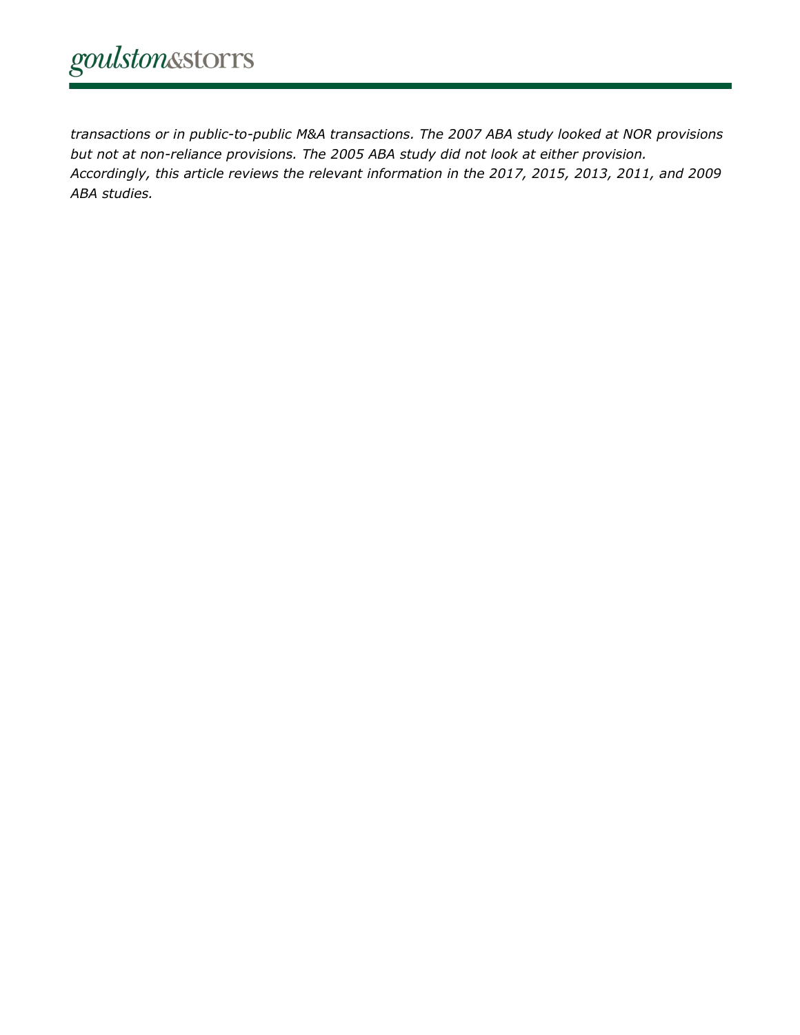*transactions or in public-to-public M&A transactions. The 2007 ABA study looked at NOR provisions but not at non-reliance provisions. The 2005 ABA study did not look at either provision. Accordingly, this article reviews the relevant information in the 2017, 2015, 2013, 2011, and 2009 ABA studies.*